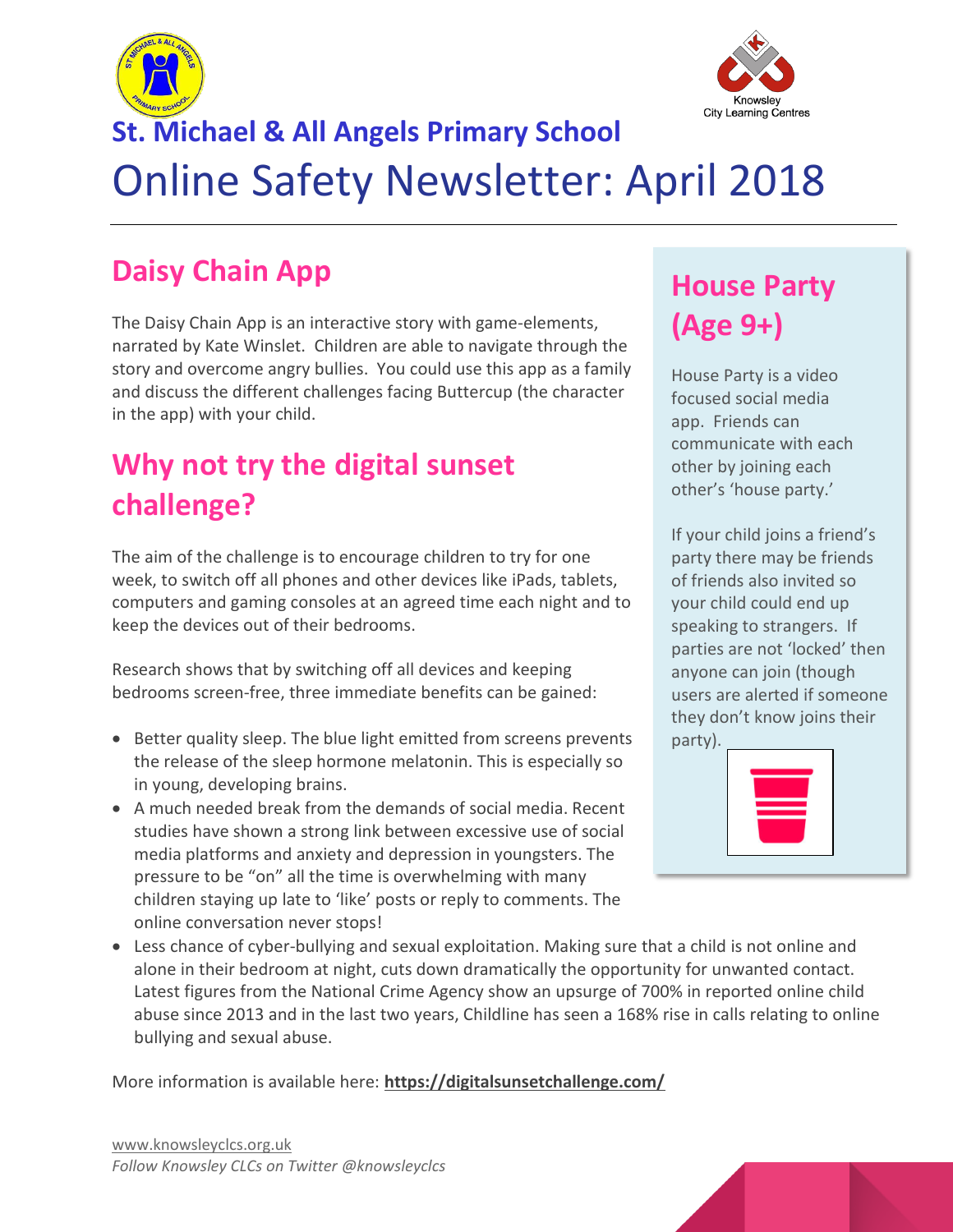# St. Michael & All Angels Primary School

# Online Safety Newsletter: April 2018

## Daisy Chain App

The Daisy Chain App is an interactive story with game-elements, narrated by Kate Winslet. Children are able to navigate through the story and overcome angry bullies. You could use this app as a family and discuss the different challenges facing Buttercup (the character in the app) with your child.

## Why not try the digital sunset challenge?

The aim of the challenge is to encourage children to try for one week, to switch off all phones and other devices like iPads, tablets, computers and gaming consoles at an agreed time each night and to keep the devices out of their bedrooms.

Research shows that by switching off all devices and keeping bedrooms screen-free, three immediate benefits can be gained:

- Better quality sleep. The blue light emitted from screens prevents the release of the sleep hormone melatonin. This is especially so in young, developing brains.
- A much needed break from the demands of social media. Recent studies have shown a strong link between excessive use of social media platforms and anxiety and depression in youngsters. The pressure to be "on" all the time is overwhelming with many children staying up late to 'like' posts or reply to comments. The online conversation never stops!
- Less chance of cyber-bullying and sexual exploitation. Making sure that a child is not online and alone in their bedroom at night, cuts down dramatically the opportunity for unwanted contact. Latest figures from the National Crime Agency show an upsurge of 700% in reported online child abuse since 2013 and in the last two years, Childline has seen a 168% rise in calls relating to online bullying and sexual abuse.

More information is available here: **https://digitalsunsetchallenge.com/**

## House Party (Age 9+)

House Party is a video focused social media app. Friends can communicate with each other by joining each other's 'house party.'

If your child joins a friend's party there may be friends of friends also invited so your child could end up speaking to strangers. If parties are not 'locked' then anyone can join (though users are alerted if someone they don't know joins their party).

www.knowsleyclcs.org.uk
*Follow Knowsley CLCs on Twitter @knowsleyclcs*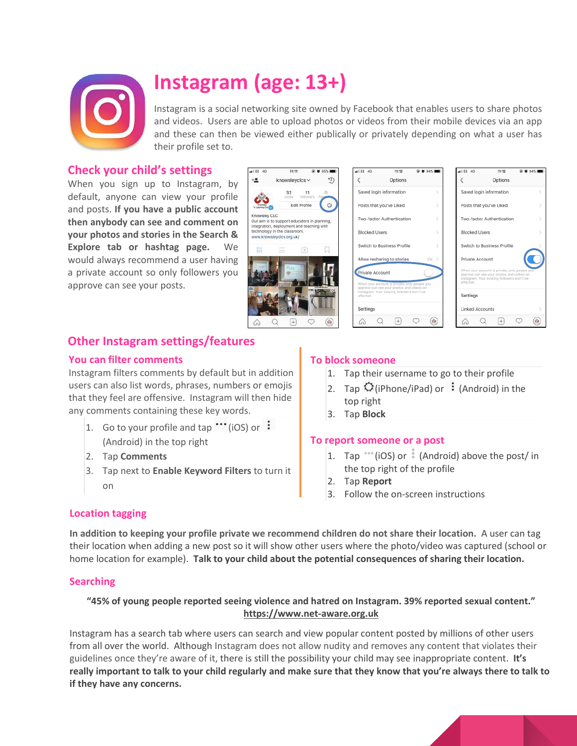# Instagram (age: 13+)

Instagram is a social networking site owned by Facebook that enables users to share photos and videos. Users are able to upload photos or videos from their mobile devices via an app and these can then be viewed either publically or privately depending on what a user has their profile set to.

## Check your child's settings

When you sign up to Instagram, by default, anyone can view your profile and posts. **If you have a public account then anybody can see and comment on your photos and stories in the Search & Explore tab or hashtag page.** We would always recommend a user having a private account so only followers you approve can see your posts.

## Other Instagram settings/features

### You can filter comments

Instagram filters comments by default but in addition users can also list words, phrases, numbers or emojis that they feel are offensive. Instagram will then hide any comments containing these key words.

1. Go to your profile and tap ••• (iOS) or ⋮ (Android) in the top right
2. Tap **Comments**
3. Tap next to **Enable Keyword Filters** to turn it on

### To block someone

1. Tap their username to go to their profile
2. Tap ⚙ (iPhone/iPad) or ⋮ (Android) in the top right
3. Tap **Block**

### To report someone or a post

1. Tap ••• (iOS) or ⋮ (Android) above the post/ in the top right of the profile
2. Tap **Report**
3. Follow the on-screen instructions

### Location tagging

**In addition to keeping your profile private we recommend children do not share their location.** A user can tag their location when adding a new post so it will show other users where the photo/video was captured (school or home location for example). **Talk to your child about the potential consequences of sharing their location.**

### Searching

**"45% of young people reported seeing violence and hatred on Instagram. 39% reported sexual content."**
**https://www.net-aware.org.uk**

Instagram has a search tab where users can search and view popular content posted by millions of other users from all over the world. Although Instagram does not allow nudity and removes any content that violates their guidelines once they're aware of it, there is still the possibility your child may see inappropriate content. **It's really important to talk to your child regularly and make sure that they know that you're always there to talk to if they have any concerns.**